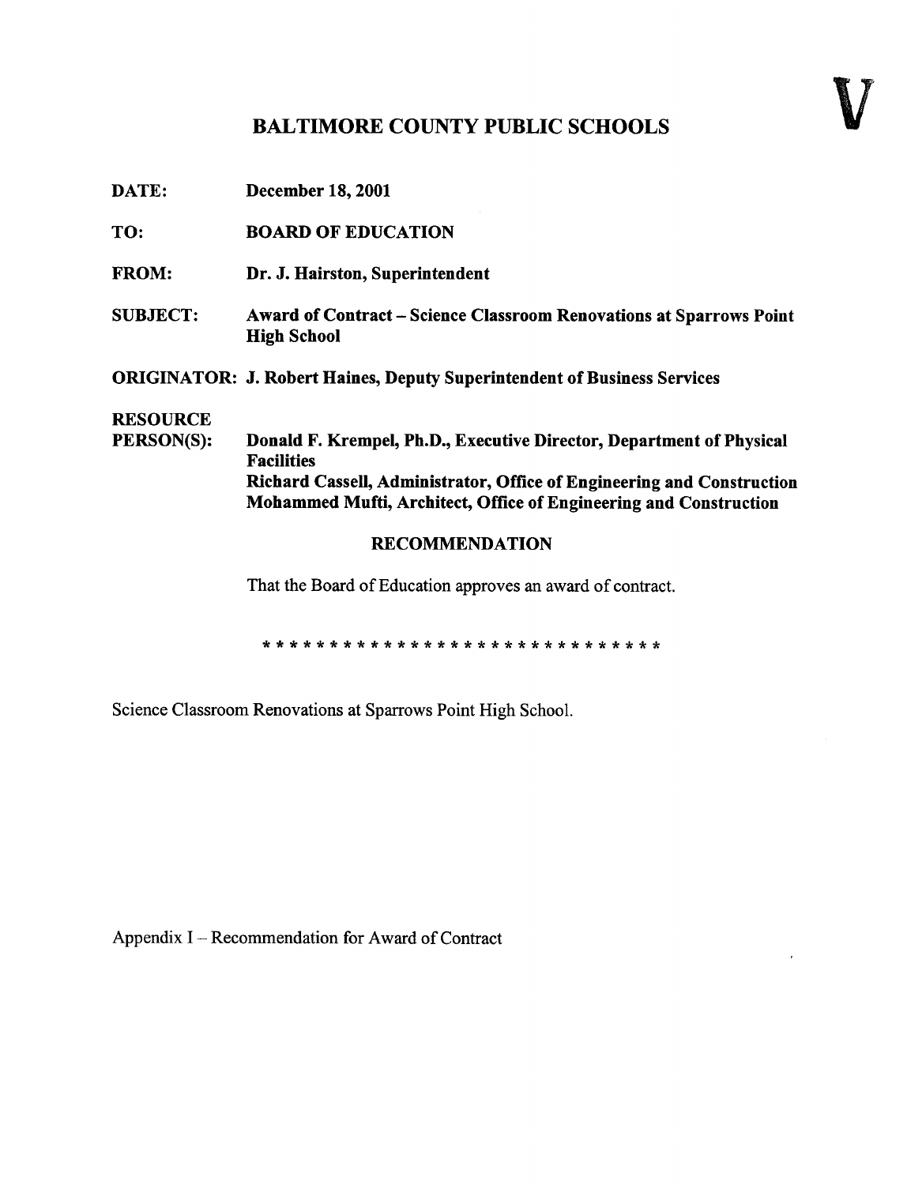V

# BALTIMORE COUNTY PUBLIC SCHOOLS

**DATE:** December 18, 2001

**TO:** BOARD OF EDUCATION

**FROM:** Dr. J. Hairston, Superintendent

**SUBJECT:** Award of Contract – Science Classroom Renovations at Sparrows Point High School

**ORIGINATOR:** J. Robert Haines, Deputy Superintendent of Business Services

**RESOURCE PERSON(S):** Donald F. Krempel, Ph.D., Executive Director, Department of Physical Facilities
Richard Cassell, Administrator, Office of Engineering and Construction
Mohammed Mufti, Architect, Office of Engineering and Construction

## RECOMMENDATION

That the Board of Education approves an award of contract.

* * * * * * * * * * * * * * * * * * * * * * * * * * * * * * *

Science Classroom Renovations at Sparrows Point High School.

Appendix I – Recommendation for Award of Contract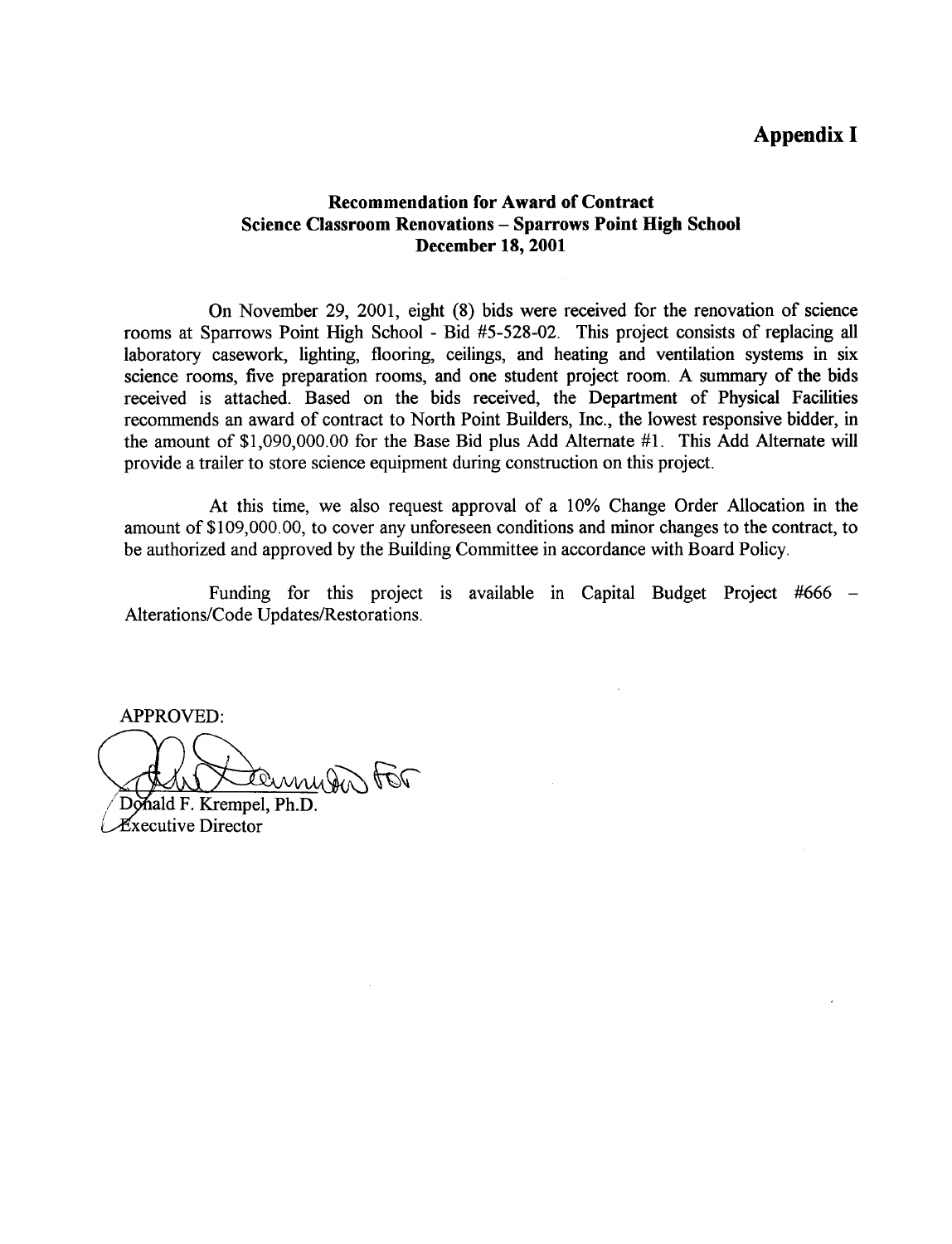# Appendix I

**Recommendation for Award of Contract**
**Science Classroom Renovations – Sparrows Point High School**
**December 18, 2001**

On November 29, 2001, eight (8) bids were received for the renovation of science rooms at Sparrows Point High School - Bid #5-528-02. This project consists of replacing all laboratory casework, lighting, flooring, ceilings, and heating and ventilation systems in six science rooms, five preparation rooms, and one student project room. A summary of the bids received is attached. Based on the bids received, the Department of Physical Facilities recommends an award of contract to North Point Builders, Inc., the lowest responsive bidder, in the amount of $1,090,000.00 for the Base Bid plus Add Alternate #1. This Add Alternate will provide a trailer to store science equipment during construction on this project.

At this time, we also request approval of a 10% Change Order Allocation in the amount of $109,000.00, to cover any unforeseen conditions and minor changes to the contract, to be authorized and approved by the Building Committee in accordance with Board Policy.

Funding for this project is available in Capital Budget Project #666 – Alterations/Code Updates/Restorations.

APPROVED:

Donald F. Krempel, Ph.D.
Executive Director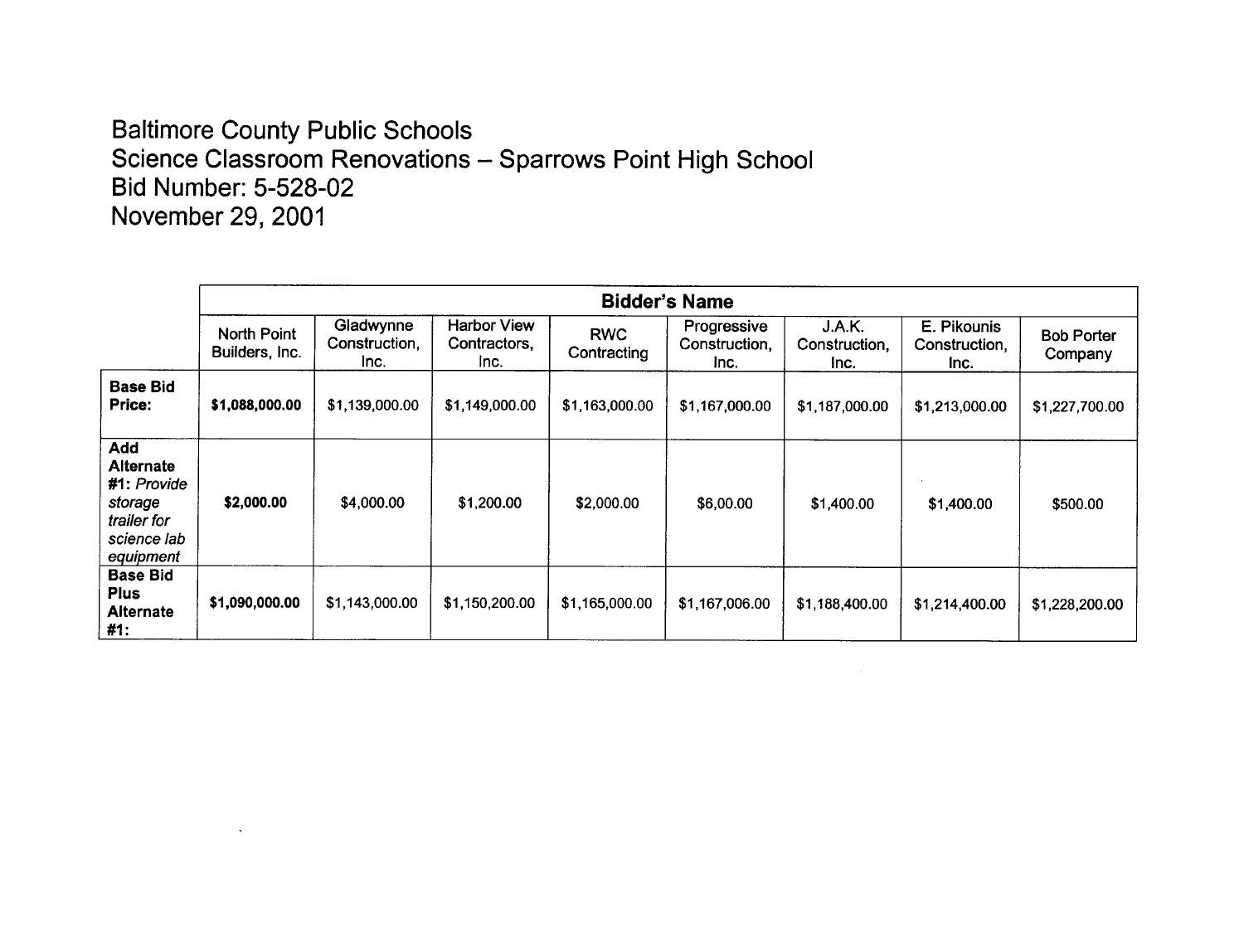Baltimore County Public Schools
Science Classroom Renovations – Sparrows Point High School
Bid Number: 5-528-02
November 29, 2001

| | Bidder's Name | | | | | | | |
|---|---|---|---|---|---|---|---|---|
| | North Point Builders, Inc. | Gladwynne Construction, Inc. | Harbor View Contractors, Inc. | RWC Contracting | Progressive Construction, Inc. | J.A.K. Construction, Inc. | E. Pikounis Construction, Inc. | Bob Porter Company |
| **Base Bid Price:** | **$1,088,000.00** | $1,139,000.00 | $1,149,000.00 | $1,163,000.00 | $1,167,000.00 | $1,187,000.00 | $1,213,000.00 | $1,227,700.00 |
| **Add Alternate #1:** *Provide storage trailer for science lab equipment* | **$2,000.00** | $4,000.00 | $1,200.00 | $2,000.00 | $6,00.00 | $1,400.00 | $1,400.00 | $500.00 |
| **Base Bid Plus Alternate #1:** | **$1,090,000.00** | $1,143,000.00 | $1,150,200.00 | $1,165,000.00 | $1,167,006.00 | $1,188,400.00 | $1,214,400.00 | $1,228,200.00 |